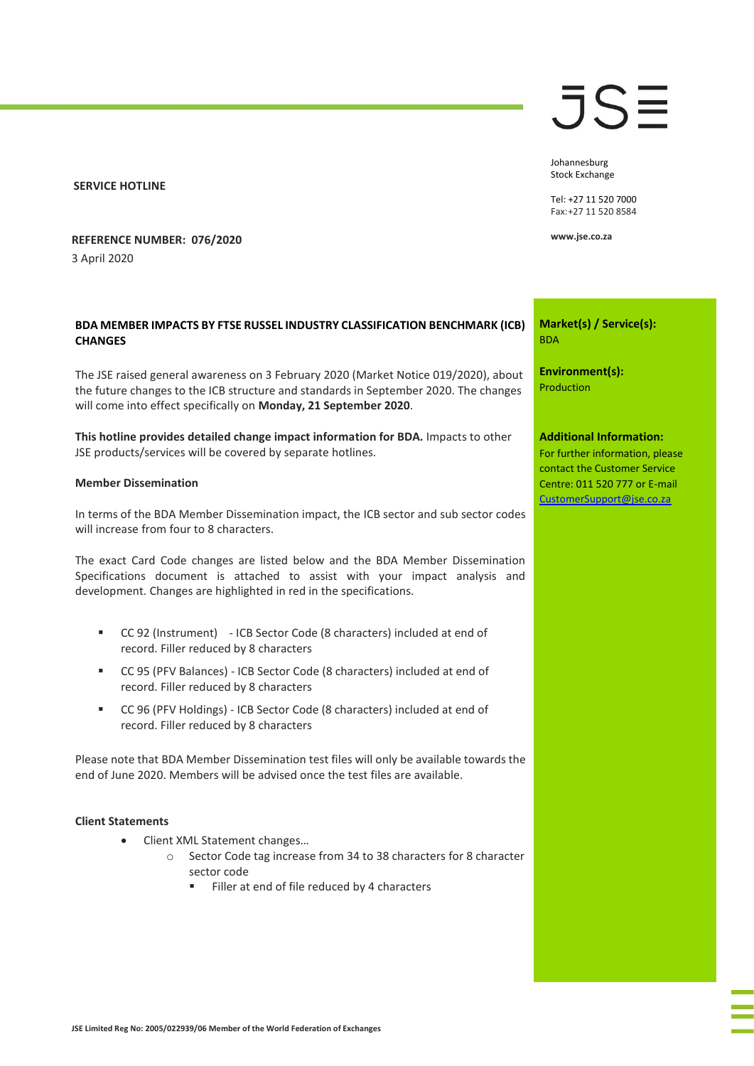**SERVICE HOTLINE**

**REFERENCE NUMBER: 076/2020**

3 April 2020

JSE

Johannesburg
Stock Exchange

Tel: +27 11 520 7000
Fax:+27 11 520 8584

**www.jse.co.za**

**Market(s) / Service(s):**
BDA

**Environment(s):**
Production

**Additional Information:**
For further information, please contact the Customer Service Centre: 011 520 777 or E-mail CustomerSupport@jse.co.za

**BDA MEMBER IMPACTS BY FTSE RUSSEL INDUSTRY CLASSIFICATION BENCHMARK (ICB) CHANGES**

The JSE raised general awareness on 3 February 2020 (Market Notice 019/2020), about the future changes to the ICB structure and standards in September 2020. The changes will come into effect specifically on **Monday, 21 September 2020**.

**This hotline provides detailed change impact information for BDA.** Impacts to other JSE products/services will be covered by separate hotlines.

**Member Dissemination**

In terms of the BDA Member Dissemination impact, the ICB sector and sub sector codes will increase from four to 8 characters.

The exact Card Code changes are listed below and the BDA Member Dissemination Specifications document is attached to assist with your impact analysis and development. Changes are highlighted in red in the specifications.

- CC 92 (Instrument) - ICB Sector Code (8 characters) included at end of record. Filler reduced by 8 characters
- CC 95 (PFV Balances) - ICB Sector Code (8 characters) included at end of record. Filler reduced by 8 characters
- CC 96 (PFV Holdings) - ICB Sector Code (8 characters) included at end of record. Filler reduced by 8 characters

Please note that BDA Member Dissemination test files will only be available towards the end of June 2020. Members will be advised once the test files are available.

**Client Statements**

- Client XML Statement changes…
  - Sector Code tag increase from 34 to 38 characters for 8 character sector code
    - Filler at end of file reduced by 4 characters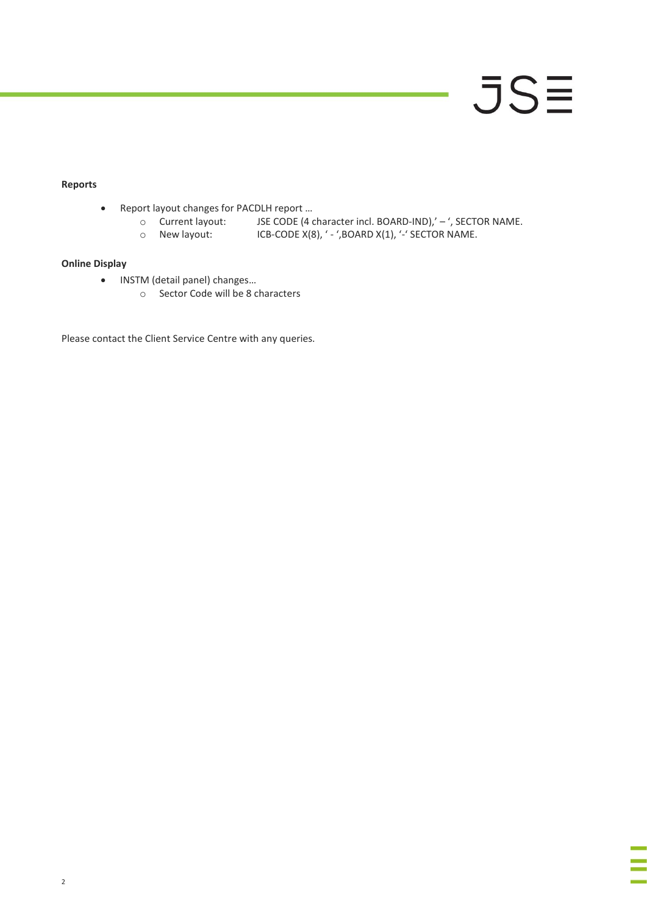**Reports**

- Report layout changes for PACDLH report …
  - Current layout: JSE CODE (4 character incl. BOARD-IND),' – ', SECTOR NAME.
  - New layout: ICB-CODE X(8), ' - ',BOARD X(1), '-' SECTOR NAME.

**Online Display**

- INSTM (detail panel) changes…
  - Sector Code will be 8 characters

Please contact the Client Service Centre with any queries.